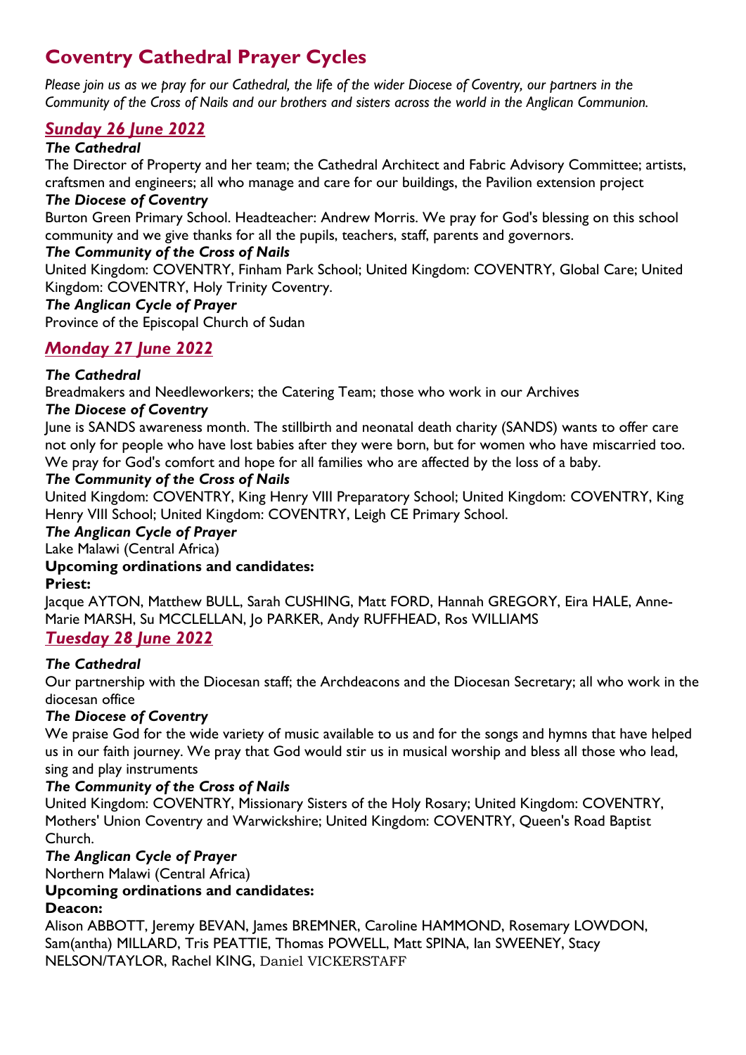# Coventry Cathedral Prayer Cycles

*Please join us as we pray for our Cathedral, the life of the wider Diocese of Coventry, our partners in the Community of the Cross of Nails and our brothers and sisters across the world in the Anglican Communion.*

## *Sunday 26 June 2022*

***The Cathedral***

The Director of Property and her team; the Cathedral Architect and Fabric Advisory Committee; artists, craftsmen and engineers; all who manage and care for our buildings, the Pavilion extension project

***The Diocese of Coventry***

Burton Green Primary School. Headteacher: Andrew Morris. We pray for God's blessing on this school community and we give thanks for all the pupils, teachers, staff, parents and governors.

***The Community of the Cross of Nails***

United Kingdom: COVENTRY, Finham Park School; United Kingdom: COVENTRY, Global Care; United Kingdom: COVENTRY, Holy Trinity Coventry.

***The Anglican Cycle of Prayer***

Province of the Episcopal Church of Sudan

## *Monday 27 June 2022*

***The Cathedral***

Breadmakers and Needleworkers; the Catering Team; those who work in our Archives

***The Diocese of Coventry***

June is SANDS awareness month. The stillbirth and neonatal death charity (SANDS) wants to offer care not only for people who have lost babies after they were born, but for women who have miscarried too. We pray for God's comfort and hope for all families who are affected by the loss of a baby.

***The Community of the Cross of Nails***

United Kingdom: COVENTRY, King Henry VIII Preparatory School; United Kingdom: COVENTRY, King Henry VIII School; United Kingdom: COVENTRY, Leigh CE Primary School.

***The Anglican Cycle of Prayer***

Lake Malawi (Central Africa)

**Upcoming ordinations and candidates:**

**Priest:**

Jacque AYTON, Matthew BULL, Sarah CUSHING, Matt FORD, Hannah GREGORY, Eira HALE, Anne-Marie MARSH, Su MCCLELLAN, Jo PARKER, Andy RUFFHEAD, Ros WILLIAMS

## *Tuesday 28 June 2022*

***The Cathedral***

Our partnership with the Diocesan staff; the Archdeacons and the Diocesan Secretary; all who work in the diocesan office

***The Diocese of Coventry***

We praise God for the wide variety of music available to us and for the songs and hymns that have helped us in our faith journey. We pray that God would stir us in musical worship and bless all those who lead, sing and play instruments

***The Community of the Cross of Nails***

United Kingdom: COVENTRY, Missionary Sisters of the Holy Rosary; United Kingdom: COVENTRY, Mothers' Union Coventry and Warwickshire; United Kingdom: COVENTRY, Queen's Road Baptist Church.

***The Anglican Cycle of Prayer***

Northern Malawi (Central Africa)

**Upcoming ordinations and candidates:**

**Deacon:**

Alison ABBOTT, Jeremy BEVAN, James BREMNER, Caroline HAMMOND, Rosemary LOWDON, Sam(antha) MILLARD, Tris PEATTIE, Thomas POWELL, Matt SPINA, Ian SWEENEY, Stacy NELSON/TAYLOR, Rachel KING, Daniel VICKERSTAFF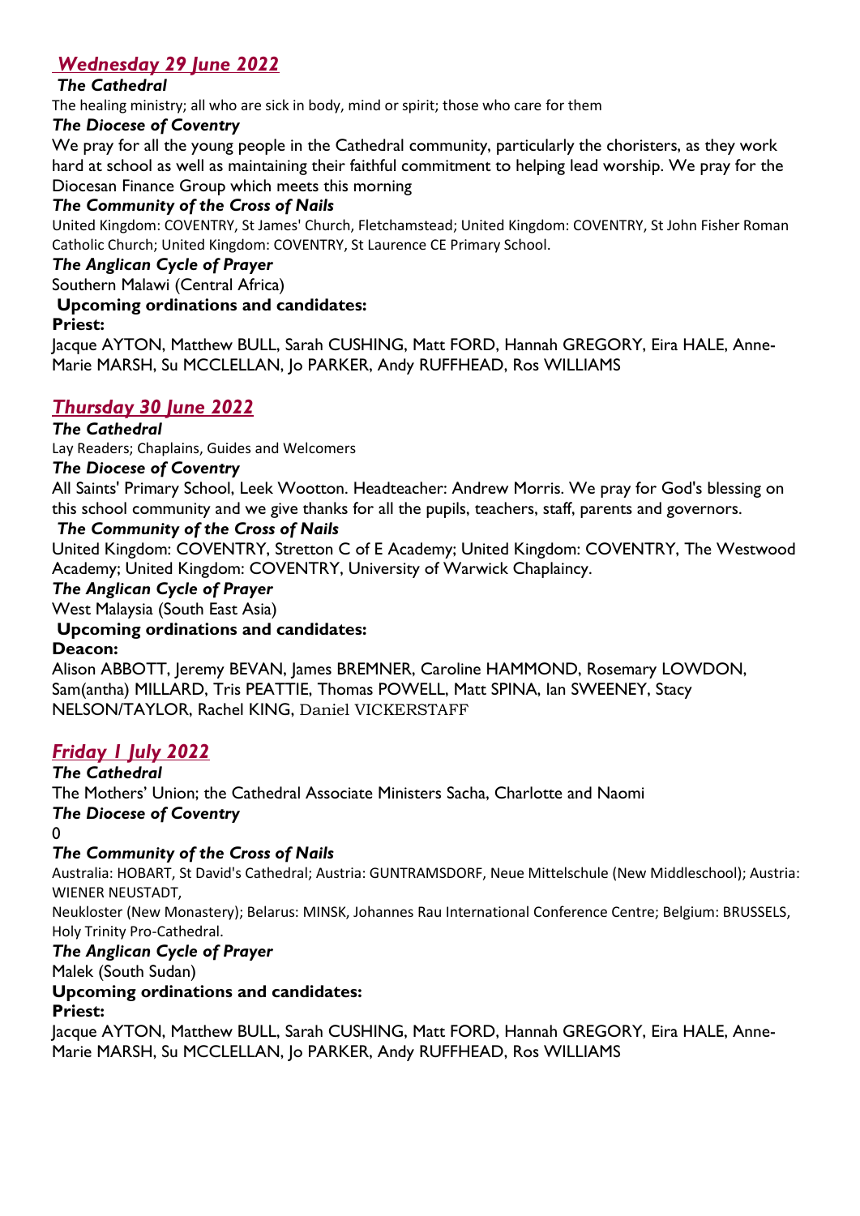## *Wednesday 29 June 2022*

***The Cathedral***

The healing ministry; all who are sick in body, mind or spirit; those who care for them

***The Diocese of Coventry***

We pray for all the young people in the Cathedral community, particularly the choristers, as they work hard at school as well as maintaining their faithful commitment to helping lead worship. We pray for the Diocesan Finance Group which meets this morning

***The Community of the Cross of Nails***

United Kingdom: COVENTRY, St James' Church, Fletchamstead; United Kingdom: COVENTRY, St John Fisher Roman Catholic Church; United Kingdom: COVENTRY, St Laurence CE Primary School.

***The Anglican Cycle of Prayer***

Southern Malawi (Central Africa)

**Upcoming ordinations and candidates:**

**Priest:**

Jacque AYTON, Matthew BULL, Sarah CUSHING, Matt FORD, Hannah GREGORY, Eira HALE, Anne-Marie MARSH, Su MCCLELLAN, Jo PARKER, Andy RUFFHEAD, Ros WILLIAMS

## *Thursday 30 June 2022*

***The Cathedral***

Lay Readers; Chaplains, Guides and Welcomers

***The Diocese of Coventry***

All Saints' Primary School, Leek Wootton. Headteacher: Andrew Morris. We pray for God's blessing on this school community and we give thanks for all the pupils, teachers, staff, parents and governors.

***The Community of the Cross of Nails***

United Kingdom: COVENTRY, Stretton C of E Academy; United Kingdom: COVENTRY, The Westwood Academy; United Kingdom: COVENTRY, University of Warwick Chaplaincy.

***The Anglican Cycle of Prayer***

West Malaysia (South East Asia)

**Upcoming ordinations and candidates:**

**Deacon:**

Alison ABBOTT, Jeremy BEVAN, James BREMNER, Caroline HAMMOND, Rosemary LOWDON, Sam(antha) MILLARD, Tris PEATTIE, Thomas POWELL, Matt SPINA, Ian SWEENEY, Stacy NELSON/TAYLOR, Rachel KING, Daniel VICKERSTAFF

## *Friday 1 July 2022*

***The Cathedral***

The Mothers' Union; the Cathedral Associate Ministers Sacha, Charlotte and Naomi

***The Diocese of Coventry***

0

***The Community of the Cross of Nails***

Australia: HOBART, St David's Cathedral; Austria: GUNTRAMSDORF, Neue Mittelschule (New Middleschool); Austria: WIENER NEUSTADT,

Neukloster (New Monastery); Belarus: MINSK, Johannes Rau International Conference Centre; Belgium: BRUSSELS, Holy Trinity Pro-Cathedral.

***The Anglican Cycle of Prayer***

Malek (South Sudan)

**Upcoming ordinations and candidates:**

**Priest:**

Jacque AYTON, Matthew BULL, Sarah CUSHING, Matt FORD, Hannah GREGORY, Eira HALE, Anne-Marie MARSH, Su MCCLELLAN, Jo PARKER, Andy RUFFHEAD, Ros WILLIAMS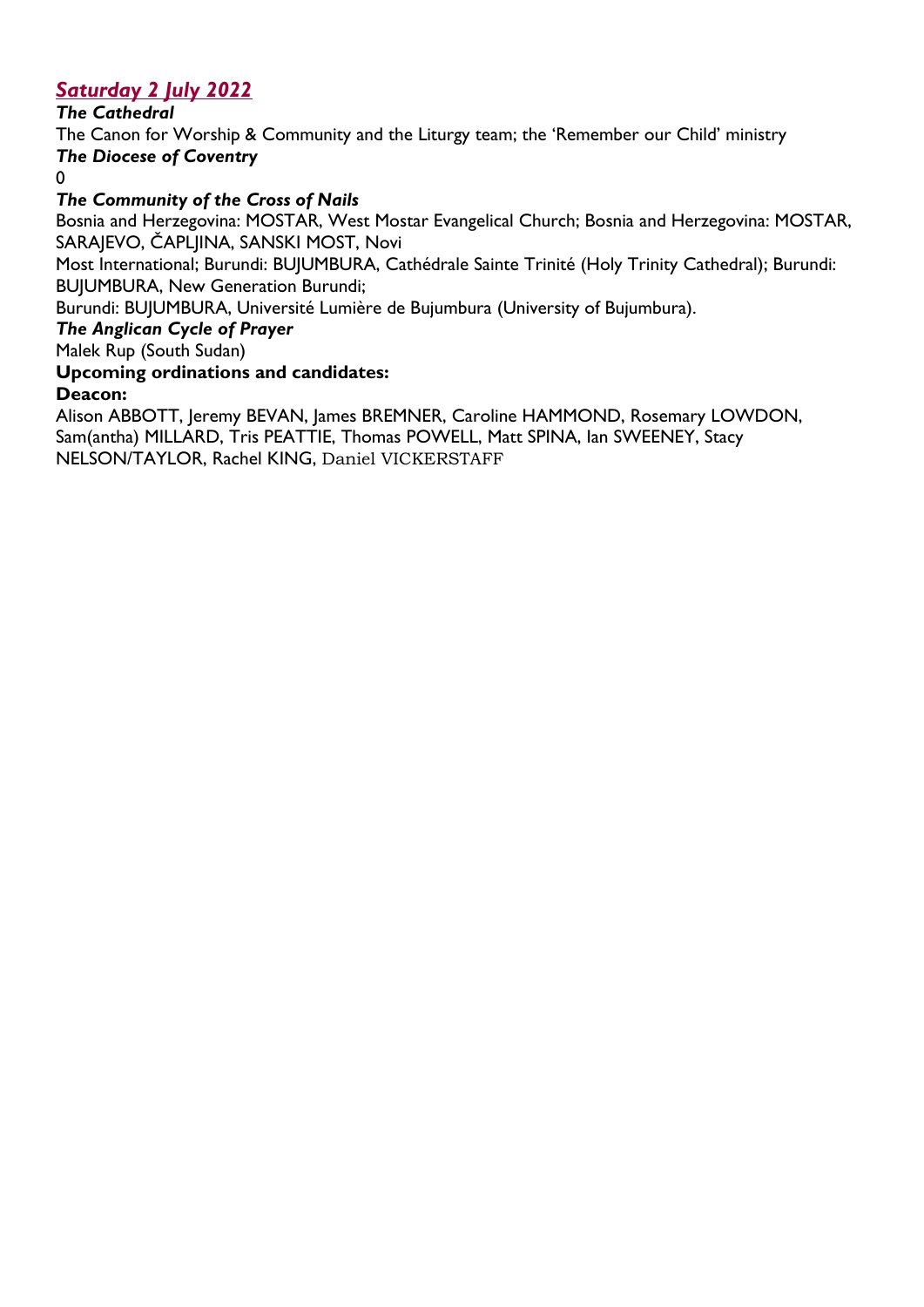## *Saturday 2 July 2022*

***The Cathedral***

The Canon for Worship & Community and the Liturgy team; the 'Remember our Child' ministry

***The Diocese of Coventry***

0

***The Community of the Cross of Nails***

Bosnia and Herzegovina: MOSTAR, West Mostar Evangelical Church; Bosnia and Herzegovina: MOSTAR, SARAJEVO, ČAPLJINA, SANSKI MOST, Novi Most International; Burundi: BUJUMBURA, Cathédrale Sainte Trinité (Holy Trinity Cathedral); Burundi: BUJUMBURA, New Generation Burundi;
Burundi: BUJUMBURA, Université Lumière de Bujumbura (University of Bujumbura).

***The Anglican Cycle of Prayer***

Malek Rup (South Sudan)

**Upcoming ordinations and candidates:**

**Deacon:**

Alison ABBOTT, Jeremy BEVAN, James BREMNER, Caroline HAMMOND, Rosemary LOWDON, Sam(antha) MILLARD, Tris PEATTIE, Thomas POWELL, Matt SPINA, Ian SWEENEY, Stacy NELSON/TAYLOR, Rachel KING, Daniel VICKERSTAFF